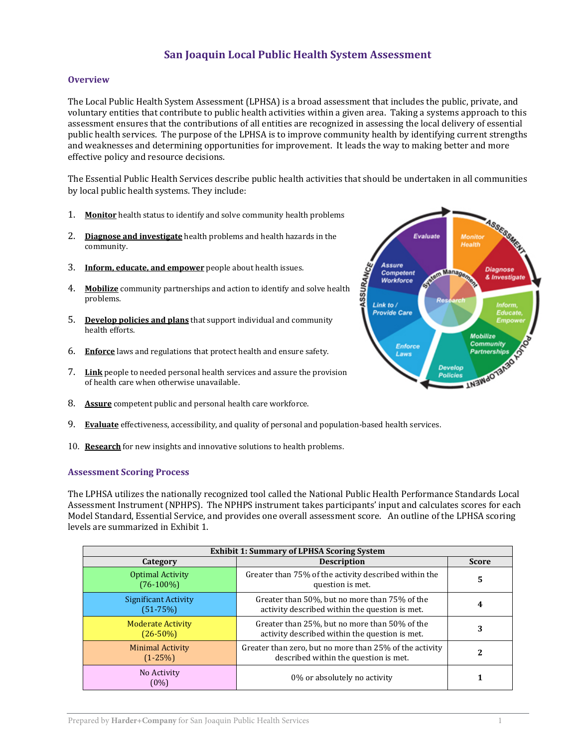# San Joaquin Local Public Health System Assessment

## Overview

The Local Public Health System Assessment (LPHSA) is a broad assessment that includes the public, private, and voluntary entities that contribute to public health activities within a given area. Taking a systems approach to this assessment ensures that the contributions of all entities are recognized in assessing the local delivery of essential public health services. The purpose of the LPHSA is to improve community health by identifying current strengths and weaknesses and determining opportunities for improvement. It leads the way to making better and more effective policy and resource decisions.

The Essential Public Health Services describe public health activities that should be undertaken in all communities by local public health systems. They include:

1. **Monitor** health status to identify and solve community health problems
2. **Diagnose and investigate** health problems and health hazards in the community.
3. **Inform, educate, and empower** people about health issues.
4. **Mobilize** community partnerships and action to identify and solve health problems.
5. **Develop policies and plans** that support individual and community health efforts.
6. **Enforce** laws and regulations that protect health and ensure safety.
7. **Link** people to needed personal health services and assure the provision of health care when otherwise unavailable.
8. **Assure** competent public and personal health care workforce.
9. **Evaluate** effectiveness, accessibility, and quality of personal and population-based health services.
10. **Research** for new insights and innovative solutions to health problems.

## Assessment Scoring Process

The LPHSA utilizes the nationally recognized tool called the National Public Health Performance Standards Local Assessment Instrument (NPHPS). The NPHPS instrument takes participants' input and calculates scores for each Model Standard, Essential Service, and provides one overall assessment score. An outline of the LPHSA scoring levels are summarized in Exhibit 1.

**Exhibit 1: Summary of LPHSA Scoring System**

| Category | Description | Score |
|---|---|---|
| Optimal Activity (76-100%) | Greater than 75% of the activity described within the question is met. | 5 |
| Significant Activity (51-75%) | Greater than 50%, but no more than 75% of the activity described within the question is met. | 4 |
| Moderate Activity (26-50%) | Greater than 25%, but no more than 50% of the activity described within the question is met. | 3 |
| Minimal Activity (1-25%) | Greater than zero, but no more than 25% of the activity described within the question is met. | 2 |
| No Activity (0%) | 0% or absolutely no activity | 1 |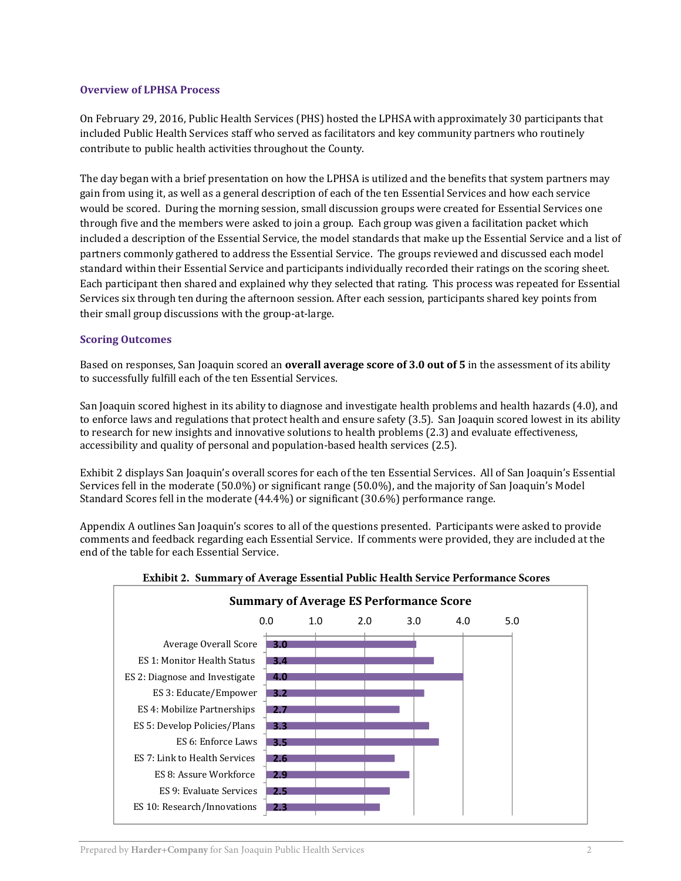### Overview of LPHSA Process

On February 29, 2016, Public Health Services (PHS) hosted the LPHSA with approximately 30 participants that included Public Health Services staff who served as facilitators and key community partners who routinely contribute to public health activities throughout the County.

The day began with a brief presentation on how the LPHSA is utilized and the benefits that system partners may gain from using it, as well as a general description of each of the ten Essential Services and how each service would be scored. During the morning session, small discussion groups were created for Essential Services one through five and the members were asked to join a group. Each group was given a facilitation packet which included a description of the Essential Service, the model standards that make up the Essential Service and a list of partners commonly gathered to address the Essential Service. The groups reviewed and discussed each model standard within their Essential Service and participants individually recorded their ratings on the scoring sheet. Each participant then shared and explained why they selected that rating. This process was repeated for Essential Services six through ten during the afternoon session. After each session, participants shared key points from their small group discussions with the group-at-large.

### Scoring Outcomes

Based on responses, San Joaquin scored an **overall average score of 3.0 out of 5** in the assessment of its ability to successfully fulfill each of the ten Essential Services.

San Joaquin scored highest in its ability to diagnose and investigate health problems and health hazards (4.0), and to enforce laws and regulations that protect health and ensure safety (3.5). San Joaquin scored lowest in its ability to research for new insights and innovative solutions to health problems (2.3) and evaluate effectiveness, accessibility and quality of personal and population-based health services (2.5).

Exhibit 2 displays San Joaquin's overall scores for each of the ten Essential Services. All of San Joaquin's Essential Services fell in the moderate (50.0%) or significant range (50.0%), and the majority of San Joaquin's Model Standard Scores fell in the moderate (44.4%) or significant (30.6%) performance range.

Appendix A outlines San Joaquin's scores to all of the questions presented. Participants were asked to provide comments and feedback regarding each Essential Service. If comments were provided, they are included at the end of the table for each Essential Service.

**Exhibit 2. Summary of Average Essential Public Health Service Performance Scores**

**Summary of Average ES Performance Score**

| Essential Service | Score |
|---|---|
| Average Overall Score | 3.0 |
| ES 1: Monitor Health Status | 3.4 |
| ES 2: Diagnose and Investigate | 4.0 |
| ES 3: Educate/Empower | 3.2 |
| ES 4: Mobilize Partnerships | 2.7 |
| ES 5: Develop Policies/Plans | 3.3 |
| ES 6: Enforce Laws | 3.5 |
| ES 7: Link to Health Services | 2.6 |
| ES 8: Assure Workforce | 2.9 |
| ES 9: Evaluate Services | 2.5 |
| ES 10: Research/Innovations | 2.3 |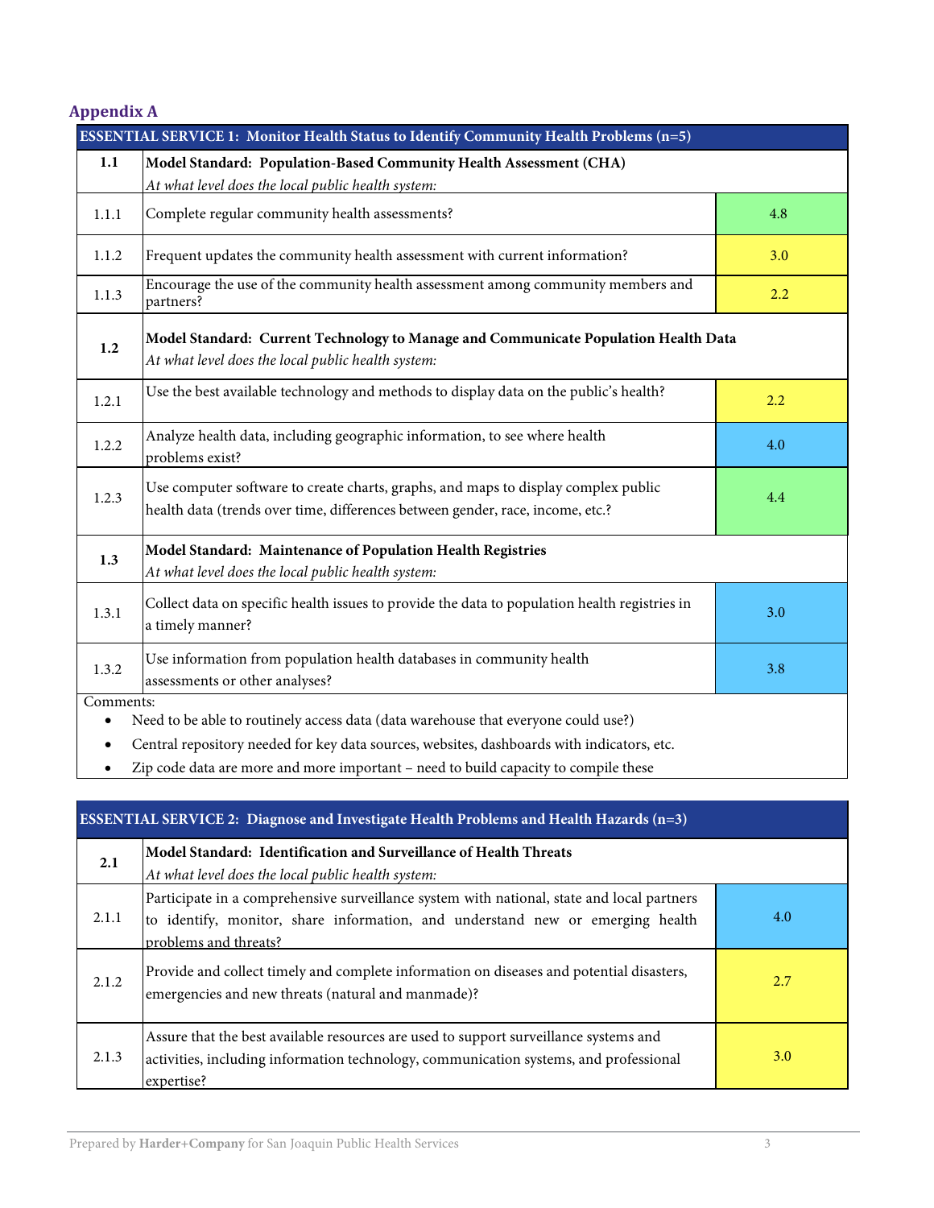## Appendix A

| ESSENTIAL SERVICE 1: Monitor Health Status to Identify Community Health Problems (n=5) | | |
|---|---|---|
| **1.1** | **Model Standard: Population-Based Community Health Assessment (CHA)** *At what level does the local public health system:* | |
| 1.1.1 | Complete regular community health assessments? | 4.8 |
| 1.1.2 | Frequent updates the community health assessment with current information? | 3.0 |
| 1.1.3 | Encourage the use of the community health assessment among community members and partners? | 2.2 |
| **1.2** | **Model Standard: Current Technology to Manage and Communicate Population Health Data** *At what level does the local public health system:* | |
| 1.2.1 | Use the best available technology and methods to display data on the public's health? | 2.2 |
| 1.2.2 | Analyze health data, including geographic information, to see where health problems exist? | 4.0 |
| 1.2.3 | Use computer software to create charts, graphs, and maps to display complex public health data (trends over time, differences between gender, race, income, etc.? | 4.4 |
| **1.3** | **Model Standard: Maintenance of Population Health Registries** *At what level does the local public health system:* | |
| 1.3.1 | Collect data on specific health issues to provide the data to population health registries in a timely manner? | 3.0 |
| 1.3.2 | Use information from population health databases in community health assessments or other analyses? | 3.8 |

Comments:

- Need to be able to routinely access data (data warehouse that everyone could use?)
- Central repository needed for key data sources, websites, dashboards with indicators, etc.
- Zip code data are more and more important – need to build capacity to compile these

| ESSENTIAL SERVICE 2: Diagnose and Investigate Health Problems and Health Hazards (n=3) | | |
|---|---|---|
| **2.1** | **Model Standard: Identification and Surveillance of Health Threats** *At what level does the local public health system:* | |
| 2.1.1 | Participate in a comprehensive surveillance system with national, state and local partners to identify, monitor, share information, and understand new or emerging health problems and threats? | 4.0 |
| 2.1.2 | Provide and collect timely and complete information on diseases and potential disasters, emergencies and new threats (natural and manmade)? | 2.7 |
| 2.1.3 | Assure that the best available resources are used to support surveillance systems and activities, including information technology, communication systems, and professional expertise? | 3.0 |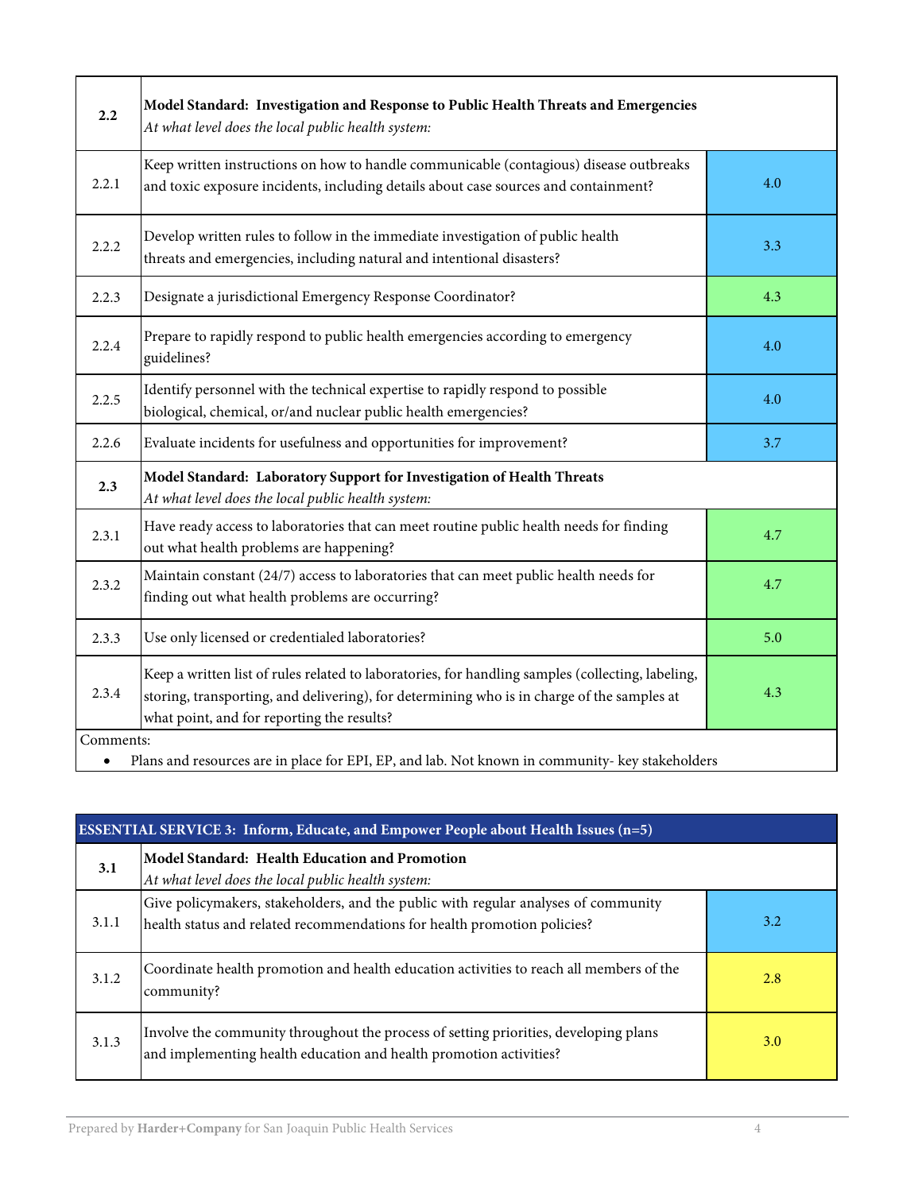| 2.2 | **Model Standard: Investigation and Response to Public Health Threats and Emergencies** *At what level does the local public health system:* | |
|---|---|---|
| 2.2.1 | Keep written instructions on how to handle communicable (contagious) disease outbreaks and toxic exposure incidents, including details about case sources and containment? | 4.0 |
| 2.2.2 | Develop written rules to follow in the immediate investigation of public health threats and emergencies, including natural and intentional disasters? | 3.3 |
| 2.2.3 | Designate a jurisdictional Emergency Response Coordinator? | 4.3 |
| 2.2.4 | Prepare to rapidly respond to public health emergencies according to emergency guidelines? | 4.0 |
| 2.2.5 | Identify personnel with the technical expertise to rapidly respond to possible biological, chemical, or/and nuclear public health emergencies? | 4.0 |
| 2.2.6 | Evaluate incidents for usefulness and opportunities for improvement? | 3.7 |
| **2.3** | **Model Standard: Laboratory Support for Investigation of Health Threats** *At what level does the local public health system:* | |
| 2.3.1 | Have ready access to laboratories that can meet routine public health needs for finding out what health problems are happening? | 4.7 |
| 2.3.2 | Maintain constant (24/7) access to laboratories that can meet public health needs for finding out what health problems are occurring? | 4.7 |
| 2.3.3 | Use only licensed or credentialed laboratories? | 5.0 |
| 2.3.4 | Keep a written list of rules related to laboratories, for handling samples (collecting, labeling, storing, transporting, and delivering), for determining who is in charge of the samples at what point, and for reporting the results? | 4.3 |

Comments:

- Plans and resources are in place for EPI, EP, and lab. Not known in community- key stakeholders

| **ESSENTIAL SERVICE 3: Inform, Educate, and Empower People about Health Issues (n=5)** | | |
|---|---|---|
| **3.1** | **Model Standard: Health Education and Promotion** *At what level does the local public health system:* | |
| 3.1.1 | Give policymakers, stakeholders, and the public with regular analyses of community health status and related recommendations for health promotion policies? | 3.2 |
| 3.1.2 | Coordinate health promotion and health education activities to reach all members of the community? | 2.8 |
| 3.1.3 | Involve the community throughout the process of setting priorities, developing plans and implementing health education and health promotion activities? | 3.0 |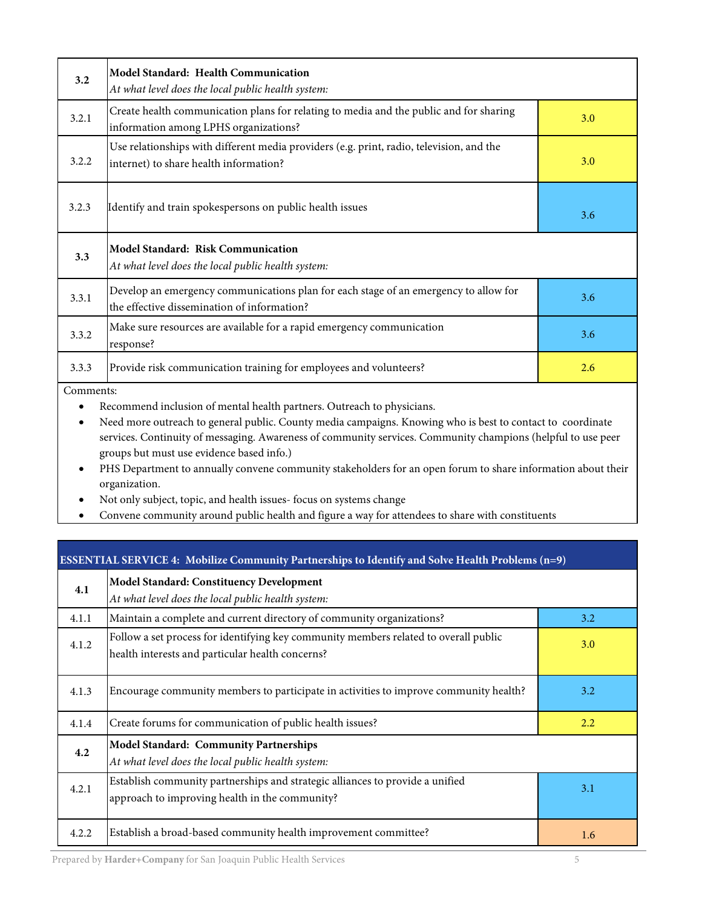| | | |
|---|---|---|
| **3.2** | **Model Standard: Health Communication**<br>*At what level does the local public health system:* | |
| 3.2.1 | Create health communication plans for relating to media and the public and for sharing information among LPHS organizations? | 3.0 |
| 3.2.2 | Use relationships with different media providers (e.g. print, radio, television, and the internet) to share health information? | 3.0 |
| 3.2.3 | Identify and train spokespersons on public health issues | 3.6 |
| **3.3** | **Model Standard: Risk Communication**<br>*At what level does the local public health system:* | |
| 3.3.1 | Develop an emergency communications plan for each stage of an emergency to allow for the effective dissemination of information? | 3.6 |
| 3.3.2 | Make sure resources are available for a rapid emergency communication response? | 3.6 |
| 3.3.3 | Provide risk communication training for employees and volunteers? | 2.6 |

Comments:

- Recommend inclusion of mental health partners. Outreach to physicians.
- Need more outreach to general public. County media campaigns. Knowing who is best to contact to coordinate services. Continuity of messaging. Awareness of community services. Community champions (helpful to use peer groups but must use evidence based info.)
- PHS Department to annually convene community stakeholders for an open forum to share information about their organization.
- Not only subject, topic, and health issues- focus on systems change
- Convene community around public health and figure a way for attendees to share with constituents

| **ESSENTIAL SERVICE 4: Mobilize Community Partnerships to Identify and Solve Health Problems (n=9)** | | |
|---|---|---|
| **4.1** | **Model Standard: Constituency Development**<br>*At what level does the local public health system:* | |
| 4.1.1 | Maintain a complete and current directory of community organizations? | 3.2 |
| 4.1.2 | Follow a set process for identifying key community members related to overall public health interests and particular health concerns? | 3.0 |
| 4.1.3 | Encourage community members to participate in activities to improve community health? | 3.2 |
| 4.1.4 | Create forums for communication of public health issues? | 2.2 |
| **4.2** | **Model Standard: Community Partnerships**<br>*At what level does the local public health system:* | |
| 4.2.1 | Establish community partnerships and strategic alliances to provide a unified approach to improving health in the community? | 3.1 |
| 4.2.2 | Establish a broad-based community health improvement committee? | 1.6 |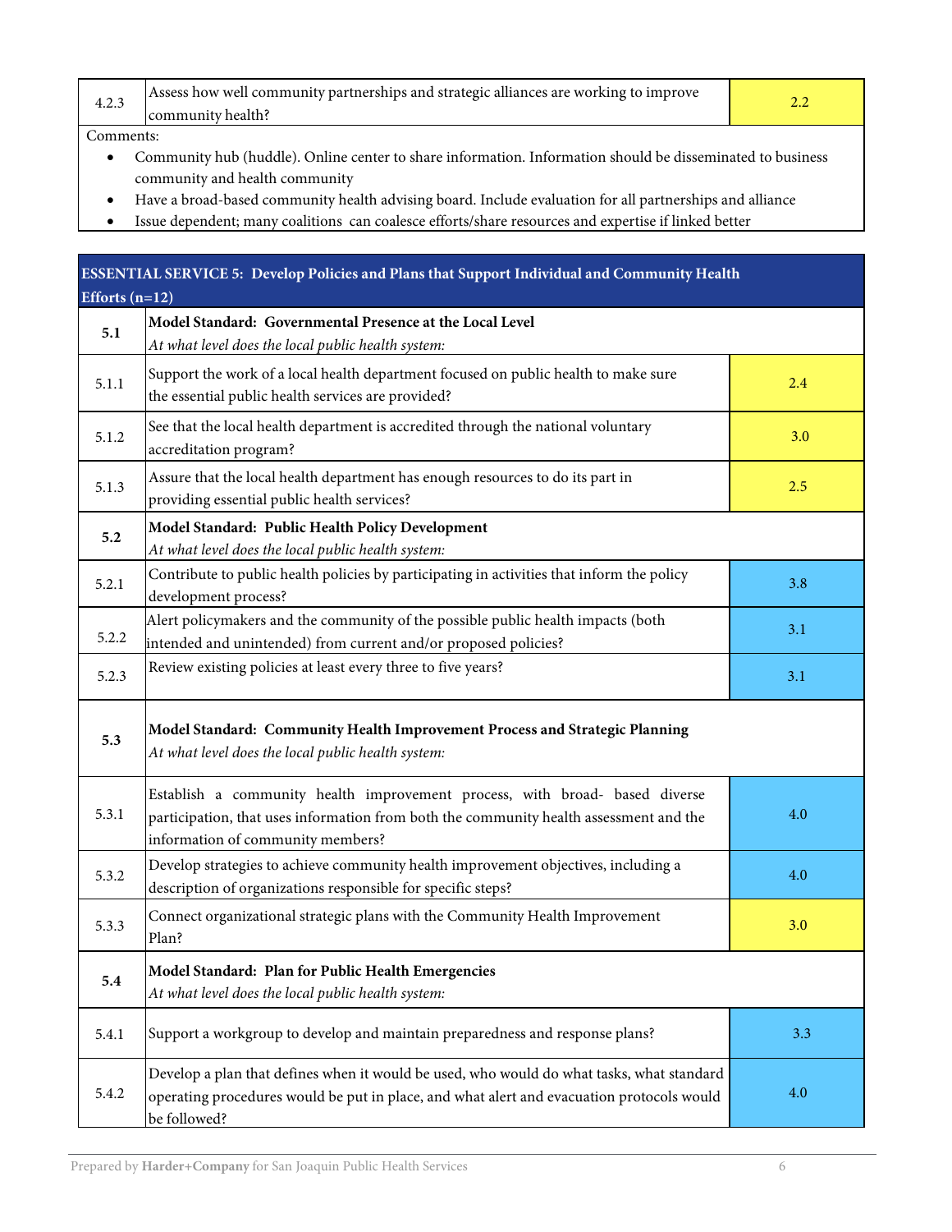| | | |
|---|---|---|
| 4.2.3 | Assess how well community partnerships and strategic alliances are working to improve community health? | 2.2 |

Comments:

- Community hub (huddle). Online center to share information. Information should be disseminated to business community and health community
- Have a broad-based community health advising board. Include evaluation for all partnerships and alliance
- Issue dependent; many coalitions can coalesce efforts/share resources and expertise if linked better

| **ESSENTIAL SERVICE 5: Develop Policies and Plans that Support Individual and Community Health Efforts (n=12)** | | |
|---|---|---|
| **5.1** | **Model Standard: Governmental Presence at the Local Level**<br>*At what level does the local public health system:* | |
| 5.1.1 | Support the work of a local health department focused on public health to make sure the essential public health services are provided? | 2.4 |
| 5.1.2 | See that the local health department is accredited through the national voluntary accreditation program? | 3.0 |
| 5.1.3 | Assure that the local health department has enough resources to do its part in providing essential public health services? | 2.5 |
| **5.2** | **Model Standard: Public Health Policy Development**<br>*At what level does the local public health system:* | |
| 5.2.1 | Contribute to public health policies by participating in activities that inform the policy development process? | 3.8 |
| 5.2.2 | Alert policymakers and the community of the possible public health impacts (both intended and unintended) from current and/or proposed policies? | 3.1 |
| 5.2.3 | Review existing policies at least every three to five years? | 3.1 |
| **5.3** | **Model Standard: Community Health Improvement Process and Strategic Planning**<br>*At what level does the local public health system:* | |
| 5.3.1 | Establish a community health improvement process, with broad- based diverse participation, that uses information from both the community health assessment and the information of community members? | 4.0 |
| 5.3.2 | Develop strategies to achieve community health improvement objectives, including a description of organizations responsible for specific steps? | 4.0 |
| 5.3.3 | Connect organizational strategic plans with the Community Health Improvement Plan? | 3.0 |
| **5.4** | **Model Standard: Plan for Public Health Emergencies**<br>*At what level does the local public health system:* | |
| 5.4.1 | Support a workgroup to develop and maintain preparedness and response plans? | 3.3 |
| 5.4.2 | Develop a plan that defines when it would be used, who would do what tasks, what standard operating procedures would be put in place, and what alert and evacuation protocols would be followed? | 4.0 |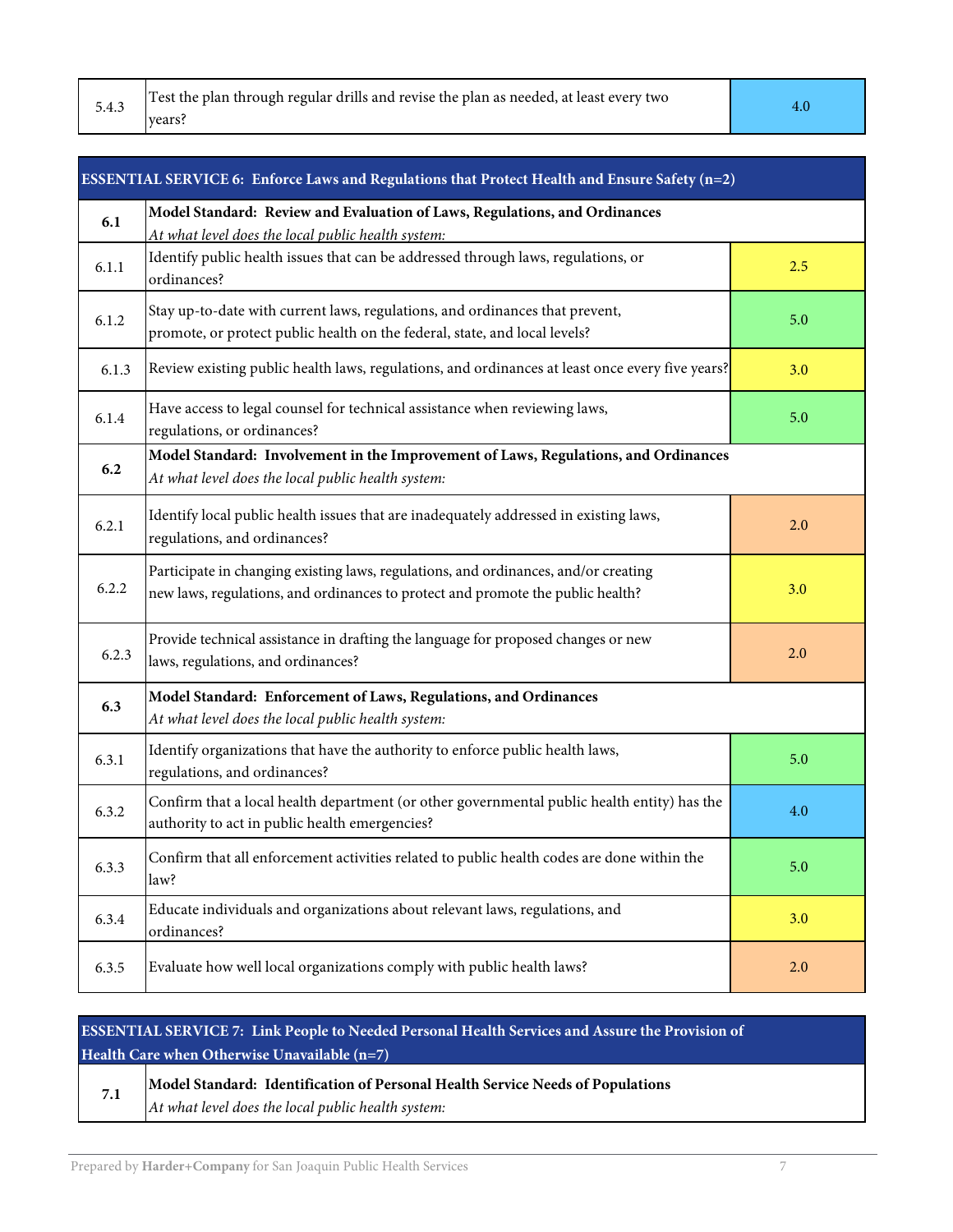| | | |
|---|---|---|
| 5.4.3 | Test the plan through regular drills and revise the plan as needed, at least every two years? | 4.0 |

| **ESSENTIAL SERVICE 6: Enforce Laws and Regulations that Protect Health and Ensure Safety (n=2)** | | |
|---|---|---|
| **6.1** | **Model Standard: Review and Evaluation of Laws, Regulations, and Ordinances** *At what level does the local public health system:* | |
| 6.1.1 | Identify public health issues that can be addressed through laws, regulations, or ordinances? | 2.5 |
| 6.1.2 | Stay up-to-date with current laws, regulations, and ordinances that prevent, promote, or protect public health on the federal, state, and local levels? | 5.0 |
| 6.1.3 | Review existing public health laws, regulations, and ordinances at least once every five years? | 3.0 |
| 6.1.4 | Have access to legal counsel for technical assistance when reviewing laws, regulations, or ordinances? | 5.0 |
| **6.2** | **Model Standard: Involvement in the Improvement of Laws, Regulations, and Ordinances** *At what level does the local public health system:* | |
| 6.2.1 | Identify local public health issues that are inadequately addressed in existing laws, regulations, and ordinances? | 2.0 |
| 6.2.2 | Participate in changing existing laws, regulations, and ordinances, and/or creating new laws, regulations, and ordinances to protect and promote the public health? | 3.0 |
| 6.2.3 | Provide technical assistance in drafting the language for proposed changes or new laws, regulations, and ordinances? | 2.0 |
| **6.3** | **Model Standard: Enforcement of Laws, Regulations, and Ordinances** *At what level does the local public health system:* | |
| 6.3.1 | Identify organizations that have the authority to enforce public health laws, regulations, and ordinances? | 5.0 |
| 6.3.2 | Confirm that a local health department (or other governmental public health entity) has the authority to act in public health emergencies? | 4.0 |
| 6.3.3 | Confirm that all enforcement activities related to public health codes are done within the law? | 5.0 |
| 6.3.4 | Educate individuals and organizations about relevant laws, regulations, and ordinances? | 3.0 |
| 6.3.5 | Evaluate how well local organizations comply with public health laws? | 2.0 |

| **ESSENTIAL SERVICE 7: Link People to Needed Personal Health Services and Assure the Provision of Health Care when Otherwise Unavailable (n=7)** | |
|---|---|
| **7.1** | **Model Standard: Identification of Personal Health Service Needs of Populations** *At what level does the local public health system:* |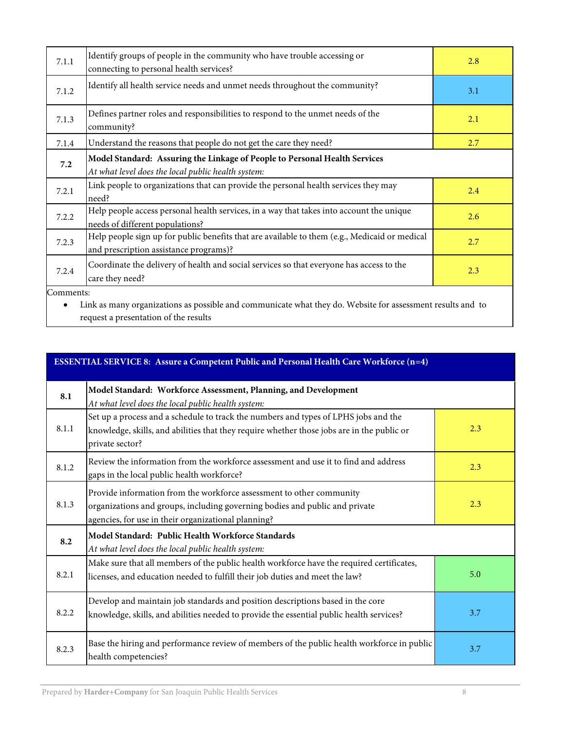| | | |
|---|---|---|
| 7.1.1 | Identify groups of people in the community who have trouble accessing or connecting to personal health services? | 2.8 |
| 7.1.2 | Identify all health service needs and unmet needs throughout the community? | 3.1 |
| 7.1.3 | Defines partner roles and responsibilities to respond to the unmet needs of the community? | 2.1 |
| 7.1.4 | Understand the reasons that people do not get the care they need? | 2.7 |
| **7.2** | **Model Standard: Assuring the Linkage of People to Personal Health Services** *At what level does the local public health system:* | |
| 7.2.1 | Link people to organizations that can provide the personal health services they may need? | 2.4 |
| 7.2.2 | Help people access personal health services, in a way that takes into account the unique needs of different populations? | 2.6 |
| 7.2.3 | Help people sign up for public benefits that are available to them (e.g., Medicaid or medical and prescription assistance programs)? | 2.7 |
| 7.2.4 | Coordinate the delivery of health and social services so that everyone has access to the care they need? | 2.3 |

Comments:

- Link as many organizations as possible and communicate what they do. Website for assessment results and to request a presentation of the results

| **ESSENTIAL SERVICE 8: Assure a Competent Public and Personal Health Care Workforce (n=4)** | | |
|---|---|---|
| **8.1** | **Model Standard: Workforce Assessment, Planning, and Development** *At what level does the local public health system:* | |
| 8.1.1 | Set up a process and a schedule to track the numbers and types of LPHS jobs and the knowledge, skills, and abilities that they require whether those jobs are in the public or private sector? | 2.3 |
| 8.1.2 | Review the information from the workforce assessment and use it to find and address gaps in the local public health workforce? | 2.3 |
| 8.1.3 | Provide information from the workforce assessment to other community organizations and groups, including governing bodies and public and private agencies, for use in their organizational planning? | 2.3 |
| **8.2** | **Model Standard: Public Health Workforce Standards** *At what level does the local public health system:* | |
| 8.2.1 | Make sure that all members of the public health workforce have the required certificates, licenses, and education needed to fulfill their job duties and meet the law? | 5.0 |
| 8.2.2 | Develop and maintain job standards and position descriptions based in the core knowledge, skills, and abilities needed to provide the essential public health services? | 3.7 |
| 8.2.3 | Base the hiring and performance review of members of the public health workforce in public health competencies? | 3.7 |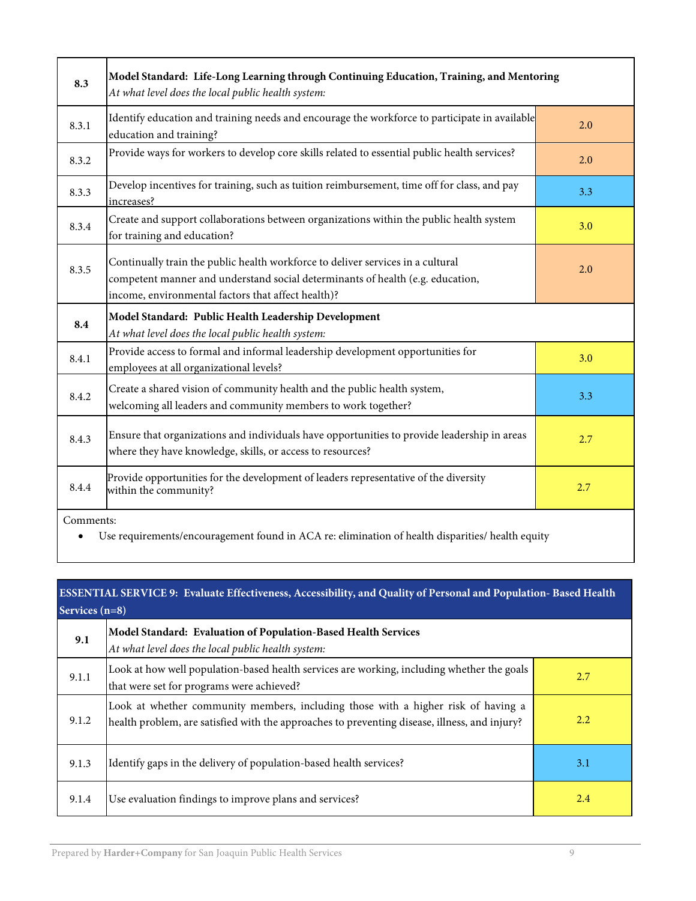| | | |
|---|---|---|
| **8.3** | **Model Standard: Life-Long Learning through Continuing Education, Training, and Mentoring**<br>*At what level does the local public health system:* | |
| 8.3.1 | Identify education and training needs and encourage the workforce to participate in available education and training? | 2.0 |
| 8.3.2 | Provide ways for workers to develop core skills related to essential public health services? | 2.0 |
| 8.3.3 | Develop incentives for training, such as tuition reimbursement, time off for class, and pay increases? | 3.3 |
| 8.3.4 | Create and support collaborations between organizations within the public health system for training and education? | 3.0 |
| 8.3.5 | Continually train the public health workforce to deliver services in a cultural competent manner and understand social determinants of health (e.g. education, income, environmental factors that affect health)? | 2.0 |
| **8.4** | **Model Standard: Public Health Leadership Development**<br>*At what level does the local public health system:* | |
| 8.4.1 | Provide access to formal and informal leadership development opportunities for employees at all organizational levels? | 3.0 |
| 8.4.2 | Create a shared vision of community health and the public health system, welcoming all leaders and community members to work together? | 3.3 |
| 8.4.3 | Ensure that organizations and individuals have opportunities to provide leadership in areas where they have knowledge, skills, or access to resources? | 2.7 |
| 8.4.4 | Provide opportunities for the development of leaders representative of the diversity within the community? | 2.7 |

Comments:

- Use requirements/encouragement found in ACA re: elimination of health disparities/ health equity

| **ESSENTIAL SERVICE 9: Evaluate Effectiveness, Accessibility, and Quality of Personal and Population- Based Health Services (n=8)** | | |
|---|---|---|
| **9.1** | **Model Standard: Evaluation of Population-Based Health Services**<br>*At what level does the local public health system:* | |
| 9.1.1 | Look at how well population-based health services are working, including whether the goals that were set for programs were achieved? | 2.7 |
| 9.1.2 | Look at whether community members, including those with a higher risk of having a health problem, are satisfied with the approaches to preventing disease, illness, and injury? | 2.2 |
| 9.1.3 | Identify gaps in the delivery of population-based health services? | 3.1 |
| 9.1.4 | Use evaluation findings to improve plans and services? | 2.4 |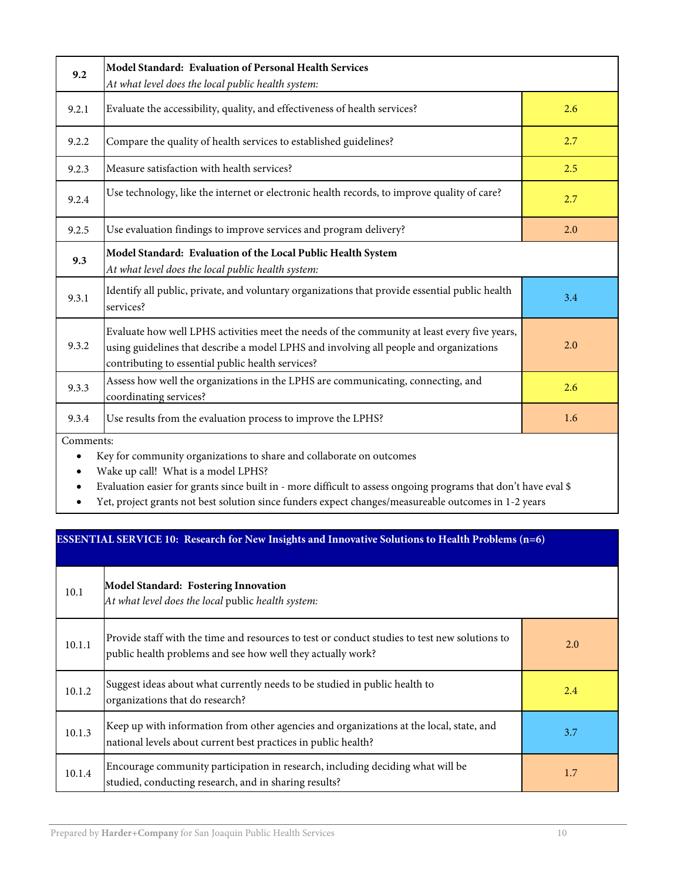| 9.2 | **Model Standard: Evaluation of Personal Health Services**<br>*At what level does the local public health system:* | |
|---|---|---|
| 9.2.1 | Evaluate the accessibility, quality, and effectiveness of health services? | 2.6 |
| 9.2.2 | Compare the quality of health services to established guidelines? | 2.7 |
| 9.2.3 | Measure satisfaction with health services? | 2.5 |
| 9.2.4 | Use technology, like the internet or electronic health records, to improve quality of care? | 2.7 |
| 9.2.5 | Use evaluation findings to improve services and program delivery? | 2.0 |
| **9.3** | **Model Standard: Evaluation of the Local Public Health System**<br>*At what level does the local public health system:* | |
| 9.3.1 | Identify all public, private, and voluntary organizations that provide essential public health services? | 3.4 |
| 9.3.2 | Evaluate how well LPHS activities meet the needs of the community at least every five years, using guidelines that describe a model LPHS and involving all people and organizations contributing to essential public health services? | 2.0 |
| 9.3.3 | Assess how well the organizations in the LPHS are communicating, connecting, and coordinating services? | 2.6 |
| 9.3.4 | Use results from the evaluation process to improve the LPHS? | 1.6 |

Comments:

- Key for community organizations to share and collaborate on outcomes
- Wake up call! What is a model LPHS?
- Evaluation easier for grants since built in - more difficult to assess ongoing programs that don't have eval $
- Yet, project grants not best solution since funders expect changes/measureable outcomes in 1-2 years

## ESSENTIAL SERVICE 10: Research for New Insights and Innovative Solutions to Health Problems (n=6)

| 10.1 | **Model Standard: Fostering Innovation**<br>*At what level does the local* public *health system:* | |
|---|---|---|
| 10.1.1 | Provide staff with the time and resources to test or conduct studies to test new solutions to public health problems and see how well they actually work? | 2.0 |
| 10.1.2 | Suggest ideas about what currently needs to be studied in public health to organizations that do research? | 2.4 |
| 10.1.3 | Keep up with information from other agencies and organizations at the local, state, and national levels about current best practices in public health? | 3.7 |
| 10.1.4 | Encourage community participation in research, including deciding what will be studied, conducting research, and in sharing results? | 1.7 |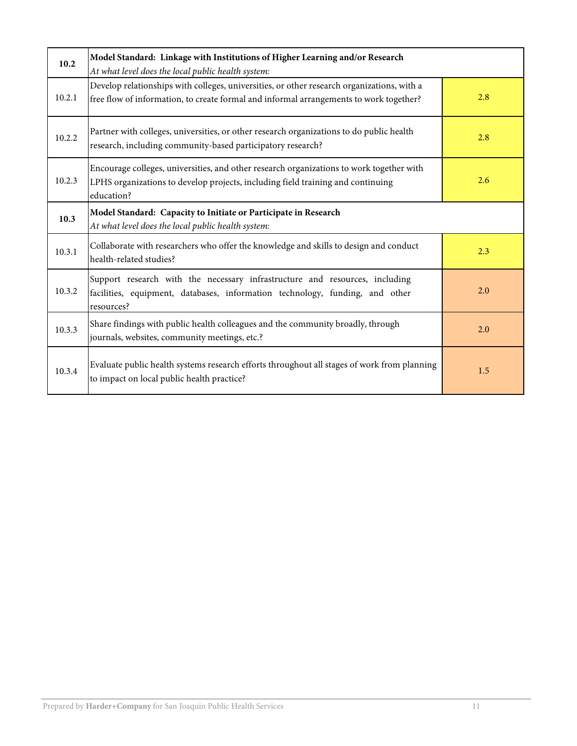| | | |
|---|---|---|
| **10.2** | **Model Standard: Linkage with Institutions of Higher Learning and/or Research**<br>*At what level does the local public health system:* | |
| 10.2.1 | Develop relationships with colleges, universities, or other research organizations, with a free flow of information, to create formal and informal arrangements to work together? | 2.8 |
| 10.2.2 | Partner with colleges, universities, or other research organizations to do public health research, including community-based participatory research? | 2.8 |
| 10.2.3 | Encourage colleges, universities, and other research organizations to work together with LPHS organizations to develop projects, including field training and continuing education? | 2.6 |
| **10.3** | **Model Standard: Capacity to Initiate or Participate in Research**<br>*At what level does the local public health system:* | |
| 10.3.1 | Collaborate with researchers who offer the knowledge and skills to design and conduct health-related studies? | 2.3 |
| 10.3.2 | Support research with the necessary infrastructure and resources, including facilities, equipment, databases, information technology, funding, and other resources? | 2.0 |
| 10.3.3 | Share findings with public health colleagues and the community broadly, through journals, websites, community meetings, etc.? | 2.0 |
| 10.3.4 | Evaluate public health systems research efforts throughout all stages of work from planning to impact on local public health practice? | 1.5 |